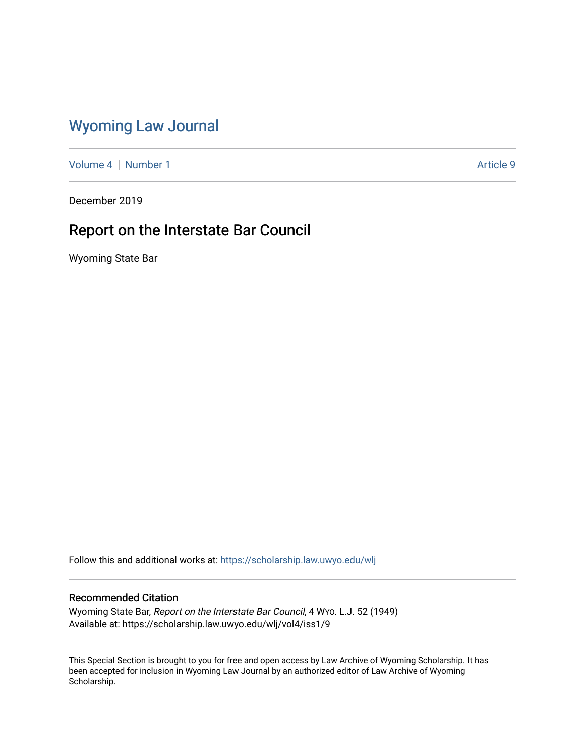# Wyoming Law Journal

Volume 4 | Number 1 Article 9

December 2019

## Report on the Interstate Bar Council

Wyoming State Bar

Follow this and additional works at: https://scholarship.law.uwyo.edu/wlj

### Recommended Citation

Wyoming State Bar, *Report on the Interstate Bar Council*, 4 WYO. L.J. 52 (1949)
Available at: https://scholarship.law.uwyo.edu/wlj/vol4/iss1/9

This Special Section is brought to you for free and open access by Law Archive of Wyoming Scholarship. It has been accepted for inclusion in Wyoming Law Journal by an authorized editor of Law Archive of Wyoming Scholarship.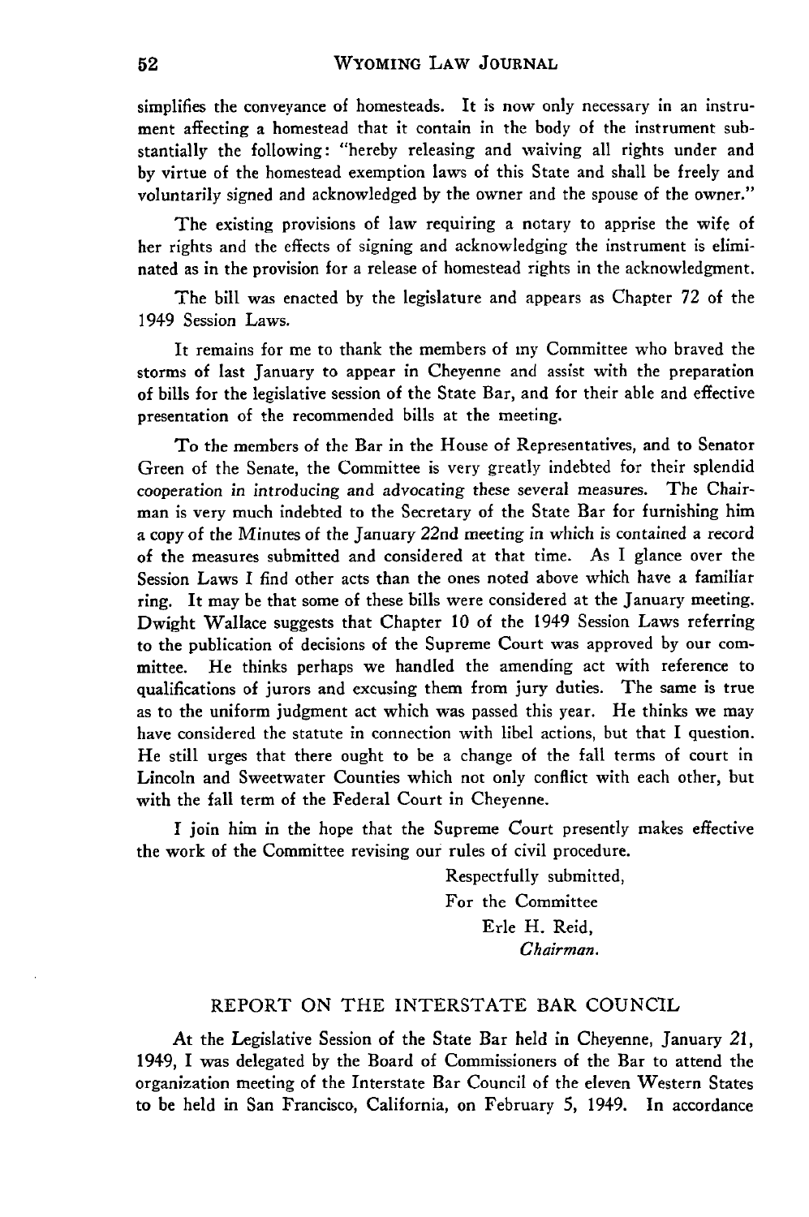simplifies the conveyance of homesteads. It is now only necessary in an instrument affecting a homestead that it contain in the body of the instrument substantially the following: "hereby releasing and waiving all rights under and by virtue of the homestead exemption laws of this State and shall be freely and voluntarily signed and acknowledged by the owner and the spouse of the owner."

The existing provisions of law requiring a notary to apprise the wife of her rights and the effects of signing and acknowledging the instrument is eliminated as in the provision for a release of homestead rights in the acknowledgment.

The bill was enacted by the legislature and appears as Chapter 72 of the 1949 Session Laws.

It remains for me to thank the members of my Committee who braved the storms of last January to appear in Cheyenne and assist with the preparation of bills for the legislative session of the State Bar, and for their able and effective presentation of the recommended bills at the meeting.

To the members of the Bar in the House of Representatives, and to Senator Green of the Senate, the Committee is very greatly indebted for their splendid cooperation in introducing and advocating these several measures. The Chairman is very much indebted to the Secretary of the State Bar for furnishing him a copy of the Minutes of the January 22nd meeting in which is contained a record of the measures submitted and considered at that time. As I glance over the Session Laws I find other acts than the ones noted above which have a familiar ring. It may be that some of these bills were considered at the January meeting. Dwight Wallace suggests that Chapter 10 of the 1949 Session Laws referring to the publication of decisions of the Supreme Court was approved by our committee. He thinks perhaps we handled the amending act with reference to qualifications of jurors and excusing them from jury duties. The same is true as to the uniform judgment act which was passed this year. He thinks we may have considered the statute in connection with libel actions, but that I question. He still urges that there ought to be a change of the fall terms of court in Lincoln and Sweetwater Counties which not only conflict with each other, but with the fall term of the Federal Court in Cheyenne.

I join him in the hope that the Supreme Court presently makes effective the work of the Committee revising our rules of civil procedure.

Respectfully submitted,
For the Committee
Erle H. Reid,
*Chairman.*

## REPORT ON THE INTERSTATE BAR COUNCIL

At the Legislative Session of the State Bar held in Cheyenne, January 21, 1949, I was delegated by the Board of Commissioners of the Bar to attend the organization meeting of the Interstate Bar Council of the eleven Western States to be held in San Francisco, California, on February 5, 1949. In accordance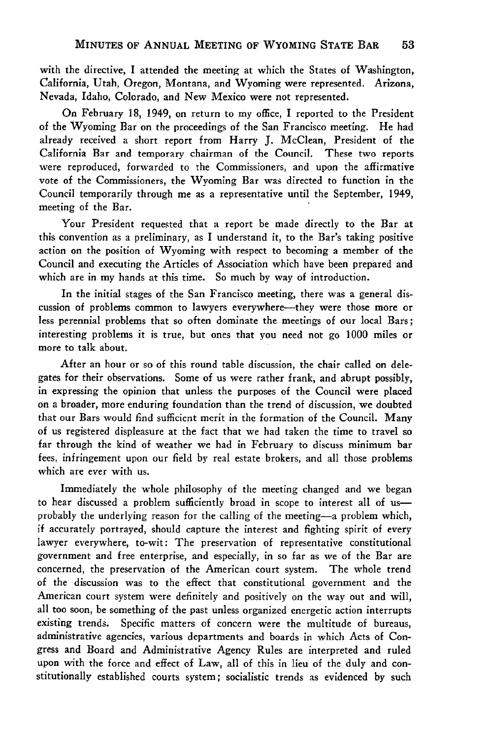with the directive, I attended the meeting at which the States of Washington, California, Utah, Oregon, Montana, and Wyoming were represented. Arizona, Nevada, Idaho, Colorado, and New Mexico were not represented.

On February 18, 1949, on return to my office, I reported to the President of the Wyoming Bar on the proceedings of the San Francisco meeting. He had already received a short report from Harry J. McClean, President of the California Bar and temporary chairman of the Council. These two reports were reproduced, forwarded to the Commissioners, and upon the affirmative vote of the Commissioners, the Wyoming Bar was directed to function in the Council temporarily through me as a representative until the September, 1949, meeting of the Bar.

Your President requested that a report be made directly to the Bar at this convention as a preliminary, as I understand it, to the Bar's taking positive action on the position of Wyoming with respect to becoming a member of the Council and executing the Articles of Association which have been prepared and which are in my hands at this time. So much by way of introduction.

In the initial stages of the San Francisco meeting, there was a general discussion of problems common to lawyers everywhere—they were those more or less perennial problems that so often dominate the meetings of our local Bars; interesting problems it is true, but ones that you need not go 1000 miles or more to talk about.

After an hour or so of this round table discussion, the chair called on delegates for their observations. Some of us were rather frank, and abrupt possibly, in expressing the opinion that unless the purposes of the Council were placed on a broader, more enduring foundation than the trend of discussion, we doubted that our Bars would find sufficient merit in the formation of the Council. Many of us registered displeasure at the fact that we had taken the time to travel so far through the kind of weather we had in February to discuss minimum bar fees, infringement upon our field by real estate brokers, and all those problems which are ever with us.

Immediately the whole philosophy of the meeting changed and we began to hear discussed a problem sufficiently broad in scope to interest all of us—probably the underlying reason for the calling of the meeting—a problem which, if accurately portrayed, should capture the interest and fighting spirit of every lawyer everywhere, to-wit: The preservation of representative constitutional government and free enterprise, and especially, in so far as we of the Bar are concerned, the preservation of the American court system. The whole trend of the discussion was to the effect that constitutional government and the American court system were definitely and positively on the way out and will, all too soon, be something of the past unless organized energetic action interrupts existing trends. Specific matters of concern were the multitude of bureaus, administrative agencies, various departments and boards in which Acts of Congress and Board and Administrative Agency Rules are interpreted and ruled upon with the force and effect of Law, all of this in lieu of the duly and constitutionally established courts system; socialistic trends as evidenced by such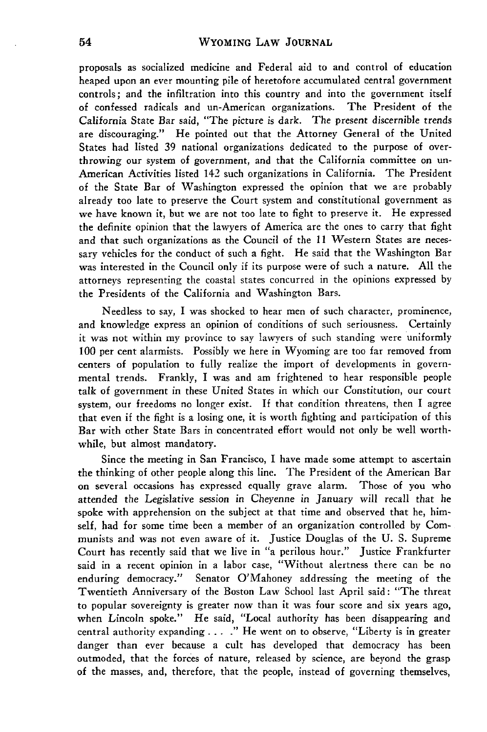proposals as socialized medicine and Federal aid to and control of education heaped upon an ever mounting pile of heretofore accumulated central government controls; and the infiltration into this country and into the government itself of confessed radicals and un-American organizations. The President of the California State Bar said, "The picture is dark. The present discernible trends are discouraging." He pointed out that the Attorney General of the United States had listed 39 national organizations dedicated to the purpose of overthrowing our system of government, and that the California committee on un-American Activities listed 142 such organizations in California. The President of the State Bar of Washington expressed the opinion that we are probably already too late to preserve the Court system and constitutional government as we have known it, but we are not too late to fight to preserve it. He expressed the definite opinion that the lawyers of America are the ones to carry that fight and that such organizations as the Council of the 11 Western States are necessary vehicles for the conduct of such a fight. He said that the Washington Bar was interested in the Council only if its purpose were of such a nature. All the attorneys representing the coastal states concurred in the opinions expressed by the Presidents of the California and Washington Bars.

Needless to say, I was shocked to hear men of such character, prominence, and knowledge express an opinion of conditions of such seriousness. Certainly it was not within my province to say lawyers of such standing were uniformly 100 per cent alarmists. Possibly we here in Wyoming are too far removed from centers of population to fully realize the import of developments in governmental trends. Frankly, I was and am frightened to hear responsible people talk of government in these United States in which our Constitution, our court system, our freedoms no longer exist. If that condition threatens, then I agree that even if the fight is a losing one, it is worth fighting and participation of this Bar with other State Bars in concentrated effort would not only be well worthwhile, but almost mandatory.

Since the meeting in San Francisco, I have made some attempt to ascertain the thinking of other people along this line. The President of the American Bar on several occasions has expressed equally grave alarm. Those of you who attended the Legislative session in Cheyenne in January will recall that he spoke with apprehension on the subject at that time and observed that he, himself, had for some time been a member of an organization controlled by Communists and was not even aware of it. Justice Douglas of the U. S. Supreme Court has recently said that we live in "a perilous hour." Justice Frankfurter said in a recent opinion in a labor case, "Without alertness there can be no enduring democracy." Senator O'Mahoney addressing the meeting of the Twentieth Anniversary of the Boston Law School last April said: "The threat to popular sovereignty is greater now than it was four score and six years ago, when Lincoln spoke." He said, "Local authority has been disappearing and central authority expanding . . . ." He went on to observe, "Liberty is in greater danger than ever because a cult has developed that democracy has been outmoded, that the forces of nature, released by science, are beyond the grasp of the masses, and, therefore, that the people, instead of governing themselves,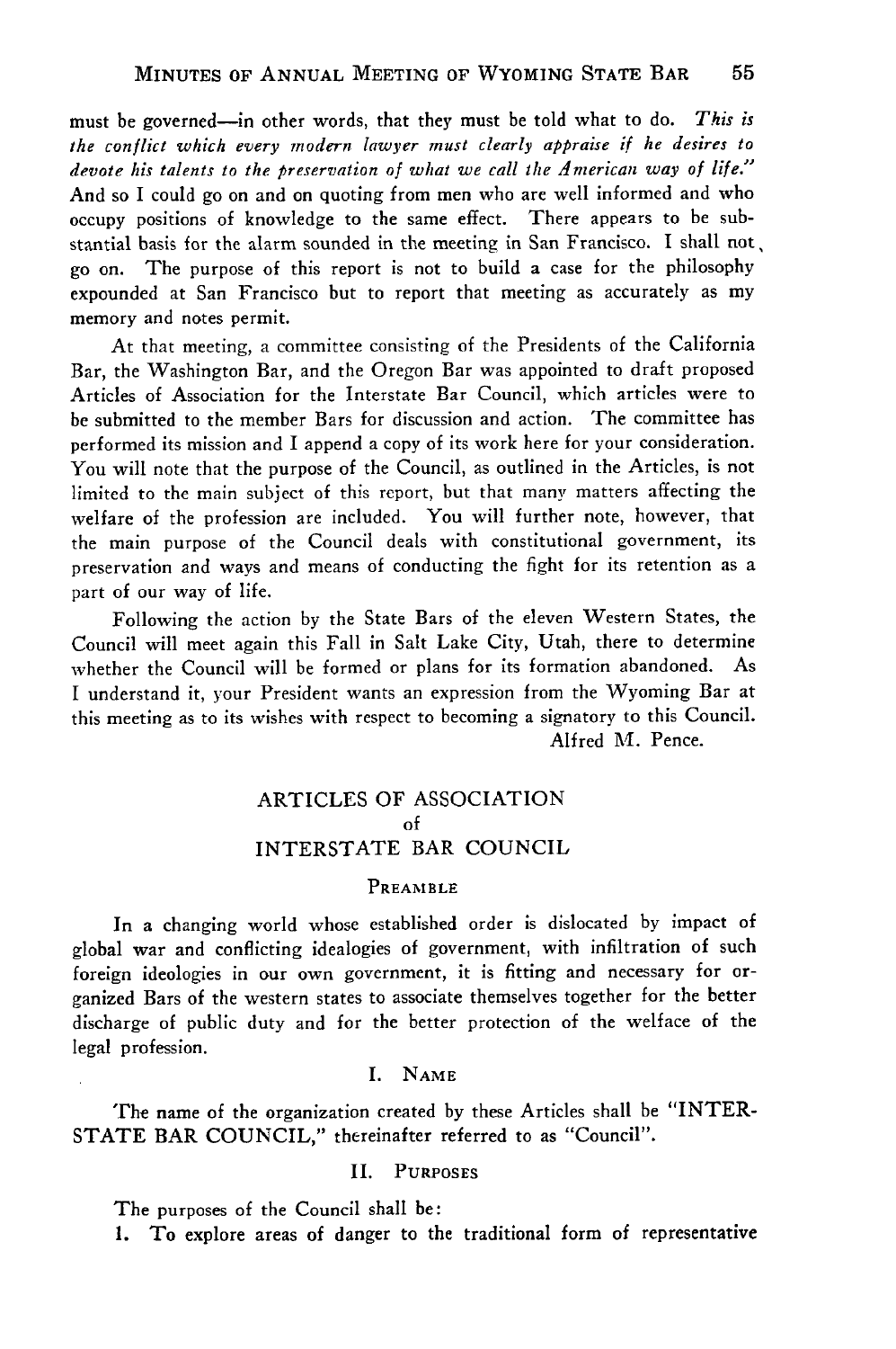must be governed—in other words, that they must be told what to do. *This is the conflict which every modern lawyer must clearly appraise if he desires to devote his talents to the preservation of what we call the American way of life."* And so I could go on and on quoting from men who are well informed and who occupy positions of knowledge to the same effect. There appears to be substantial basis for the alarm sounded in the meeting in San Francisco. I shall not go on. The purpose of this report is not to build a case for the philosophy expounded at San Francisco but to report that meeting as accurately as my memory and notes permit.

At that meeting, a committee consisting of the Presidents of the California Bar, the Washington Bar, and the Oregon Bar was appointed to draft proposed Articles of Association for the Interstate Bar Council, which articles were to be submitted to the member Bars for discussion and action. The committee has performed its mission and I append a copy of its work here for your consideration. You will note that the purpose of the Council, as outlined in the Articles, is not limited to the main subject of this report, but that many matters affecting the welfare of the profession are included. You will further note, however, that the main purpose of the Council deals with constitutional government, its preservation and ways and means of conducting the fight for its retention as a part of our way of life.

Following the action by the State Bars of the eleven Western States, the Council will meet again this Fall in Salt Lake City, Utah, there to determine whether the Council will be formed or plans for its formation abandoned. As I understand it, your President wants an expression from the Wyoming Bar at this meeting as to its wishes with respect to becoming a signatory to this Council.

Alfred M. Pence.

## ARTICLES OF ASSOCIATION of INTERSTATE BAR COUNCIL

### Preamble

In a changing world whose established order is dislocated by impact of global war and conflicting idealogies of government, with infiltration of such foreign ideologies in our own government, it is fitting and necessary for organized Bars of the western states to associate themselves together for the better discharge of public duty and for the better protection of the welface of the legal profession.

### I. Name

The name of the organization created by these Articles shall be "INTERSTATE BAR COUNCIL," thereinafter referred to as "Council".

### II. Purposes

The purposes of the Council shall be:

1. To explore areas of danger to the traditional form of representative